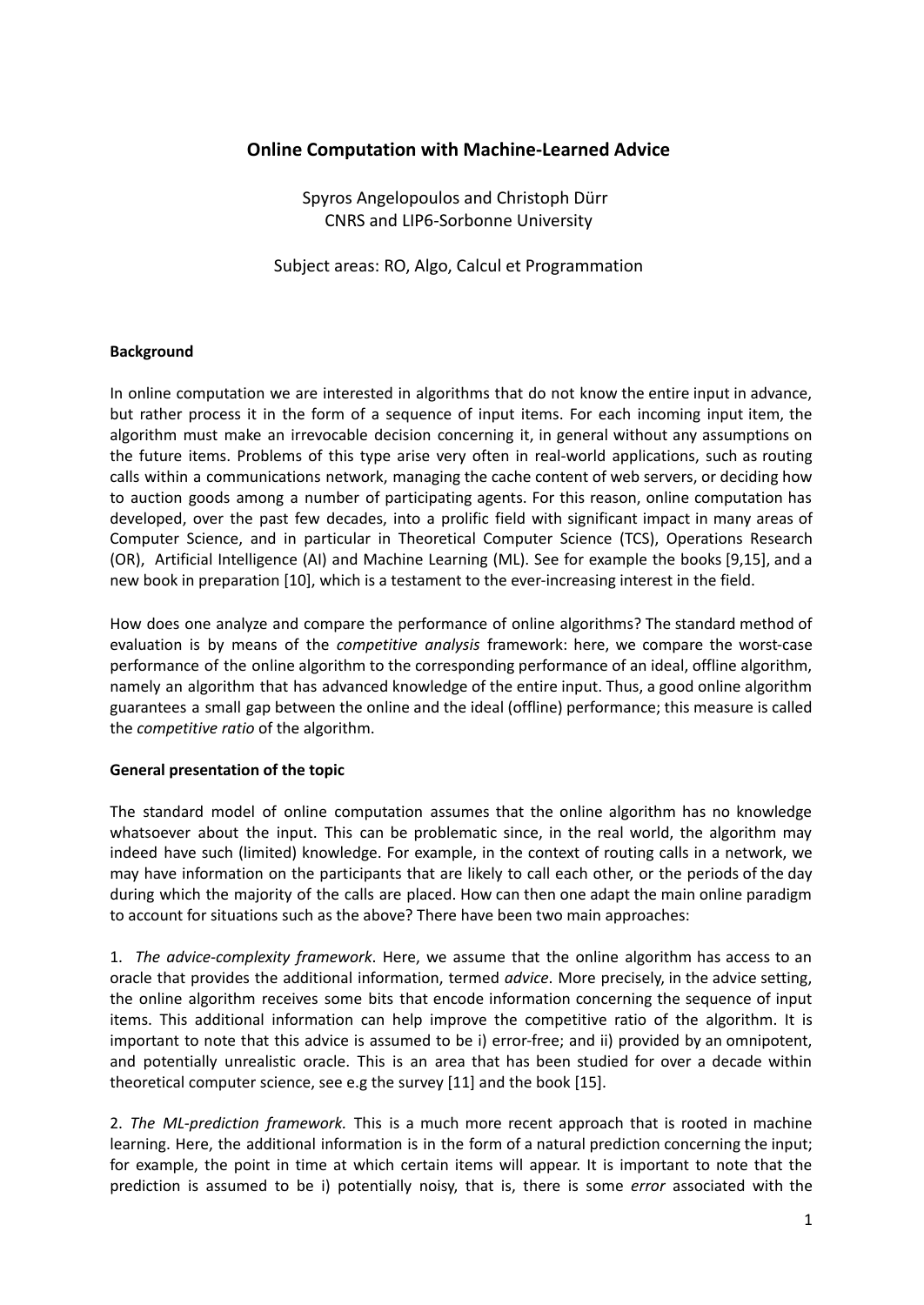# Online Computation with Machine-Learned Advice

Spyros Angelopoulos and Christoph Dürr
CNRS and LIP6-Sorbonne University

Subject areas: RO, Algo, Calcul et Programmation

## Background

In online computation we are interested in algorithms that do not know the entire input in advance, but rather process it in the form of a sequence of input items. For each incoming input item, the algorithm must make an irrevocable decision concerning it, in general without any assumptions on the future items. Problems of this type arise very often in real-world applications, such as routing calls within a communications network, managing the cache content of web servers, or deciding how to auction goods among a number of participating agents. For this reason, online computation has developed, over the past few decades, into a prolific field with significant impact in many areas of Computer Science, and in particular in Theoretical Computer Science (TCS), Operations Research (OR), Artificial Intelligence (AI) and Machine Learning (ML). See for example the books [9,15], and a new book in preparation [10], which is a testament to the ever-increasing interest in the field.

How does one analyze and compare the performance of online algorithms? The standard method of evaluation is by means of the *competitive analysis* framework: here, we compare the worst-case performance of the online algorithm to the corresponding performance of an ideal, offline algorithm, namely an algorithm that has advanced knowledge of the entire input. Thus, a good online algorithm guarantees a small gap between the online and the ideal (offline) performance; this measure is called the *competitive ratio* of the algorithm.

## General presentation of the topic

The standard model of online computation assumes that the online algorithm has no knowledge whatsoever about the input. This can be problematic since, in the real world, the algorithm may indeed have such (limited) knowledge. For example, in the context of routing calls in a network, we may have information on the participants that are likely to call each other, or the periods of the day during which the majority of the calls are placed. How can then one adapt the main online paradigm to account for situations such as the above? There have been two main approaches:

1. *The advice-complexity framework*. Here, we assume that the online algorithm has access to an oracle that provides the additional information, termed *advice*. More precisely, in the advice setting, the online algorithm receives some bits that encode information concerning the sequence of input items. This additional information can help improve the competitive ratio of the algorithm. It is important to note that this advice is assumed to be i) error-free; and ii) provided by an omnipotent, and potentially unrealistic oracle. This is an area that has been studied for over a decade within theoretical computer science, see e.g the survey [11] and the book [15].

2. *The ML-prediction framework.* This is a much more recent approach that is rooted in machine learning. Here, the additional information is in the form of a natural prediction concerning the input; for example, the point in time at which certain items will appear. It is important to note that the prediction is assumed to be i) potentially noisy, that is, there is some *error* associated with the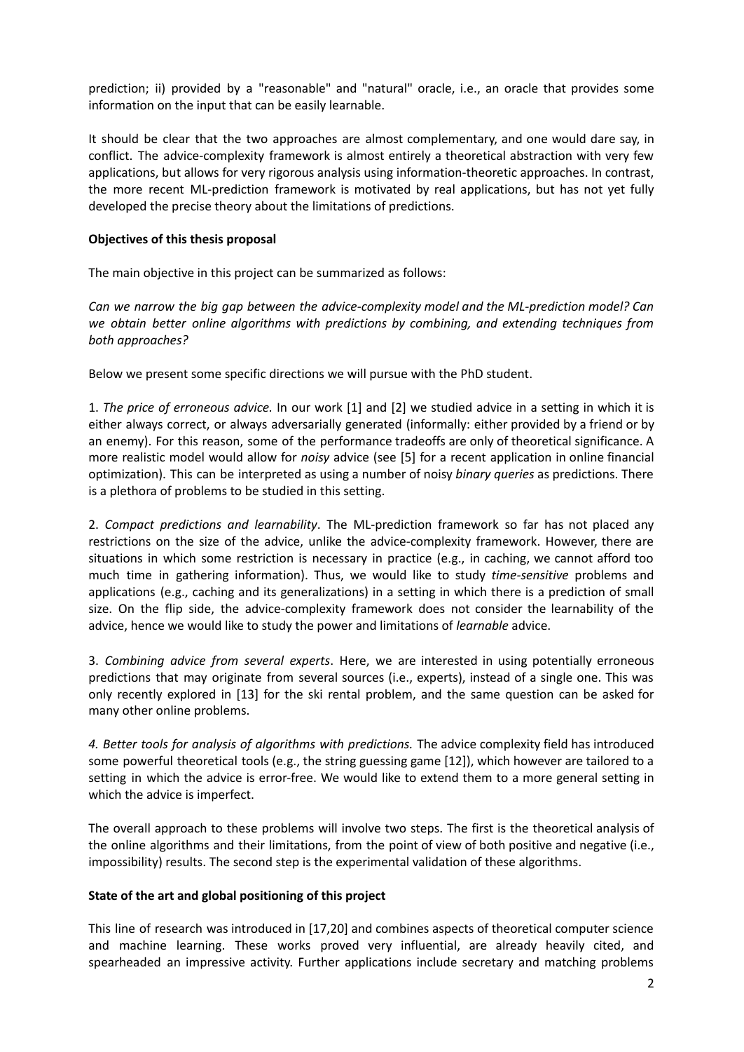prediction; ii) provided by a "reasonable" and "natural" oracle, i.e., an oracle that provides some information on the input that can be easily learnable.

It should be clear that the two approaches are almost complementary, and one would dare say, in conflict. The advice-complexity framework is almost entirely a theoretical abstraction with very few applications, but allows for very rigorous analysis using information-theoretic approaches. In contrast, the more recent ML-prediction framework is motivated by real applications, but has not yet fully developed the precise theory about the limitations of predictions.

**Objectives of this thesis proposal**

The main objective in this project can be summarized as follows:

*Can we narrow the big gap between the advice-complexity model and the ML-prediction model? Can we obtain better online algorithms with predictions by combining, and extending techniques from both approaches?*

Below we present some specific directions we will pursue with the PhD student.

1. *The price of erroneous advice.* In our work [1] and [2] we studied advice in a setting in which it is either always correct, or always adversarially generated (informally: either provided by a friend or by an enemy). For this reason, some of the performance tradeoffs are only of theoretical significance. A more realistic model would allow for *noisy* advice (see [5] for a recent application in online financial optimization). This can be interpreted as using a number of noisy *binary queries* as predictions. There is a plethora of problems to be studied in this setting.

2. *Compact predictions and learnability*. The ML-prediction framework so far has not placed any restrictions on the size of the advice, unlike the advice-complexity framework. However, there are situations in which some restriction is necessary in practice (e.g., in caching, we cannot afford too much time in gathering information). Thus, we would like to study *time-sensitive* problems and applications (e.g., caching and its generalizations) in a setting in which there is a prediction of small size. On the flip side, the advice-complexity framework does not consider the learnability of the advice, hence we would like to study the power and limitations of *learnable* advice.

3. *Combining advice from several experts*. Here, we are interested in using potentially erroneous predictions that may originate from several sources (i.e., experts), instead of a single one. This was only recently explored in [13] for the ski rental problem, and the same question can be asked for many other online problems.

*4. Better tools for analysis of algorithms with predictions.* The advice complexity field has introduced some powerful theoretical tools (e.g., the string guessing game [12]), which however are tailored to a setting in which the advice is error-free. We would like to extend them to a more general setting in which the advice is imperfect.

The overall approach to these problems will involve two steps. The first is the theoretical analysis of the online algorithms and their limitations, from the point of view of both positive and negative (i.e., impossibility) results. The second step is the experimental validation of these algorithms.

**State of the art and global positioning of this project**

This line of research was introduced in [17,20] and combines aspects of theoretical computer science and machine learning. These works proved very influential, are already heavily cited, and spearheaded an impressive activity. Further applications include secretary and matching problems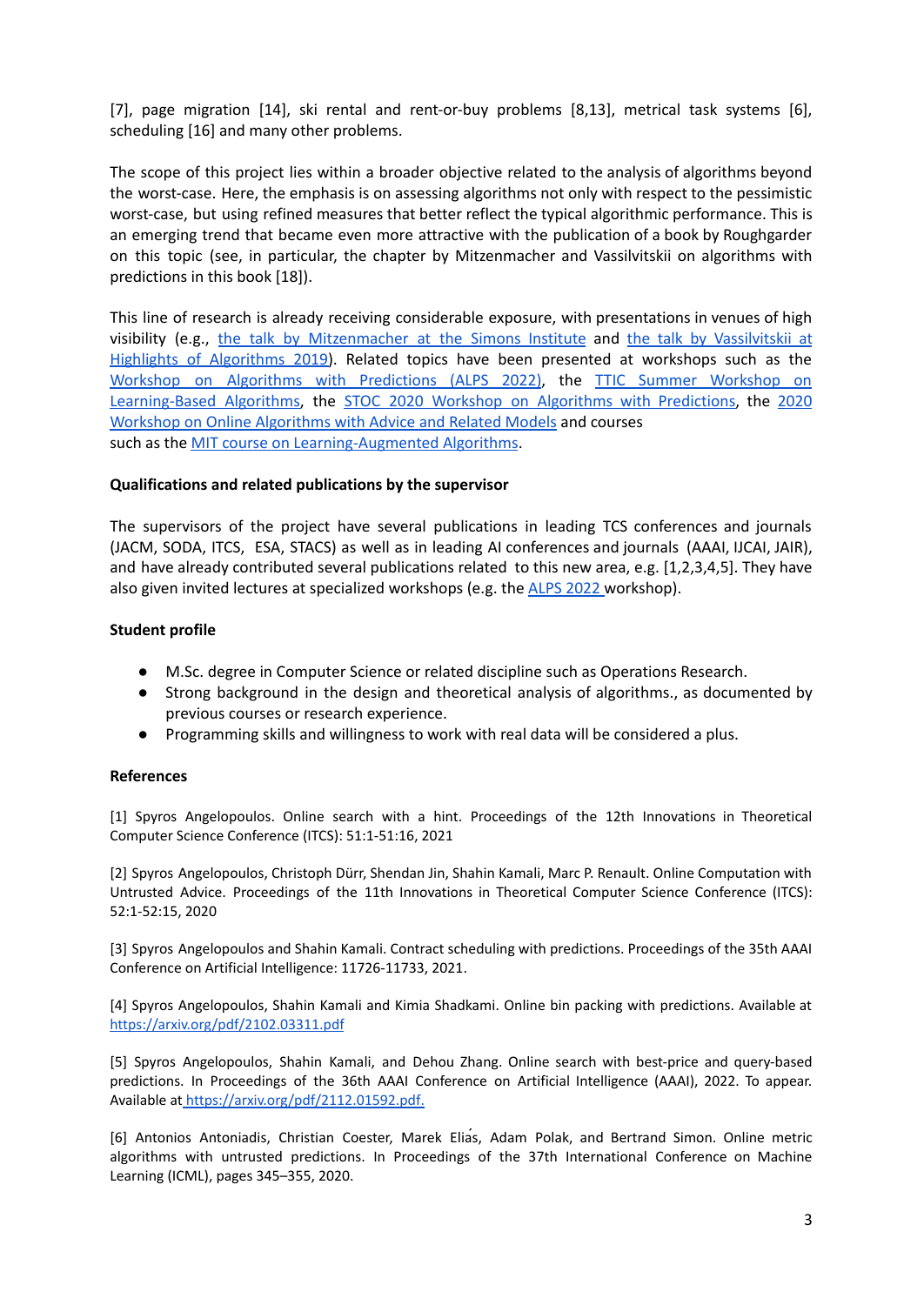[7], page migration [14], ski rental and rent-or-buy problems [8,13], metrical task systems [6], scheduling [16] and many other problems.

The scope of this project lies within a broader objective related to the analysis of algorithms beyond the worst-case. Here, the emphasis is on assessing algorithms not only with respect to the pessimistic worst-case, but using refined measures that better reflect the typical algorithmic performance. This is an emerging trend that became even more attractive with the publication of a book by Roughgarder on this topic (see, in particular, the chapter by Mitzenmacher and Vassilvitskii on algorithms with predictions in this book [18]).

This line of research is already receiving considerable exposure, with presentations in venues of high visibility (e.g., the talk by Mitzenmacher at the Simons Institute and the talk by Vassilvitskii at Highlights of Algorithms 2019). Related topics have been presented at workshops such as the Workshop on Algorithms with Predictions (ALPS 2022), the TTIC Summer Workshop on Learning-Based Algorithms, the STOC 2020 Workshop on Algorithms with Predictions, the 2020 Workshop on Online Algorithms with Advice and Related Models and courses such as the MIT course on Learning-Augmented Algorithms.

**Qualifications and related publications by the supervisor**

The supervisors of the project have several publications in leading TCS conferences and journals (JACM, SODA, ITCS, ESA, STACS) as well as in leading AI conferences and journals (AAAI, IJCAI, JAIR), and have already contributed several publications related to this new area, e.g. [1,2,3,4,5]. They have also given invited lectures at specialized workshops (e.g. the ALPS 2022 workshop).

**Student profile**

- M.Sc. degree in Computer Science or related discipline such as Operations Research.
- Strong background in the design and theoretical analysis of algorithms., as documented by previous courses or research experience.
- Programming skills and willingness to work with real data will be considered a plus.

**References**

[1] Spyros Angelopoulos. Online search with a hint. Proceedings of the 12th Innovations in Theoretical Computer Science Conference (ITCS): 51:1-51:16, 2021

[2] Spyros Angelopoulos, Christoph Dürr, Shendan Jin, Shahin Kamali, Marc P. Renault. Online Computation with Untrusted Advice. Proceedings of the 11th Innovations in Theoretical Computer Science Conference (ITCS): 52:1-52:15, 2020

[3] Spyros Angelopoulos and Shahin Kamali. Contract scheduling with predictions. Proceedings of the 35th AAAI Conference on Artificial Intelligence: 11726-11733, 2021.

[4] Spyros Angelopoulos, Shahin Kamali and Kimia Shadkami. Online bin packing with predictions. Available at https://arxiv.org/pdf/2102.03311.pdf

[5] Spyros Angelopoulos, Shahin Kamali, and Dehou Zhang. Online search with best-price and query-based predictions. In Proceedings of the 36th AAAI Conference on Artificial Intelligence (AAAI), 2022. To appear. Available at https://arxiv.org/pdf/2112.01592.pdf.

[6] Antonios Antoniadis, Christian Coester, Marek Eliáš, Adam Polak, and Bertrand Simon. Online metric algorithms with untrusted predictions. In Proceedings of the 37th International Conference on Machine Learning (ICML), pages 345–355, 2020.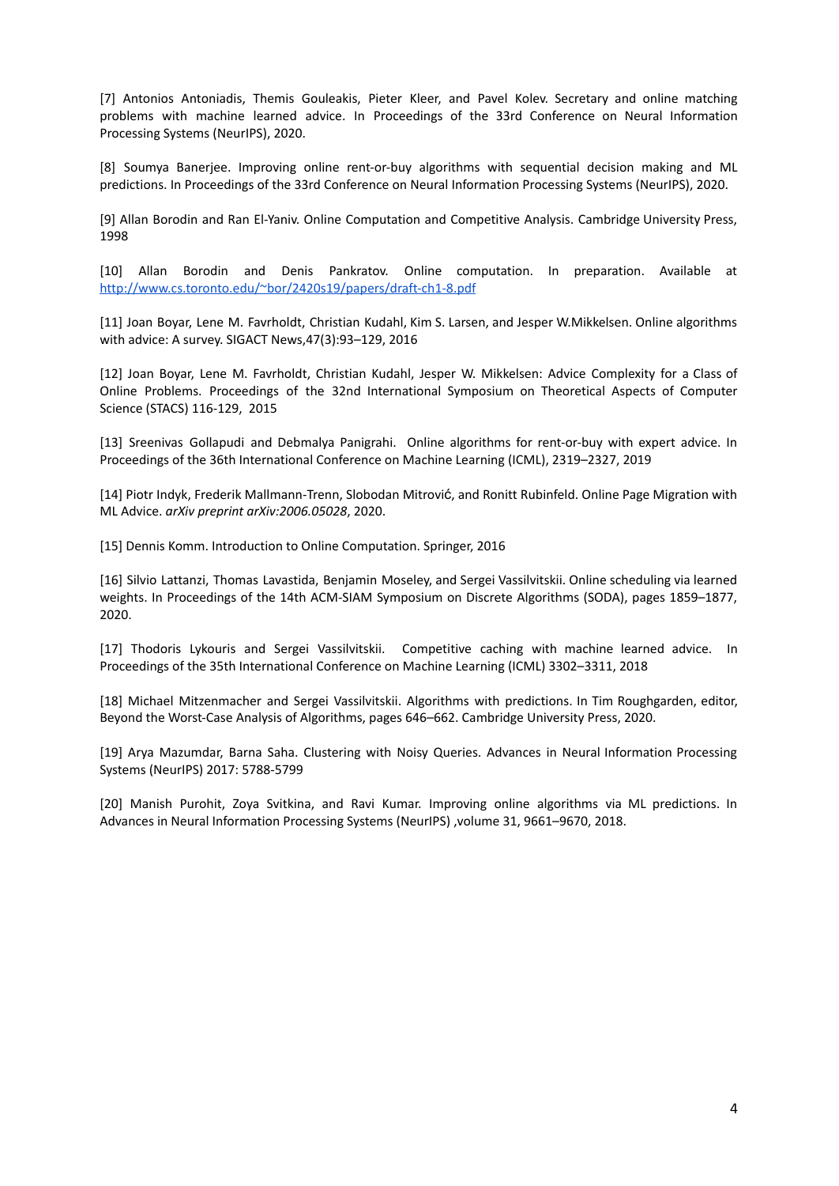[7] Antonios Antoniadis, Themis Gouleakis, Pieter Kleer, and Pavel Kolev. Secretary and online matching problems with machine learned advice. In Proceedings of the 33rd Conference on Neural Information Processing Systems (NeurIPS), 2020.

[8] Soumya Banerjee. Improving online rent-or-buy algorithms with sequential decision making and ML predictions. In Proceedings of the 33rd Conference on Neural Information Processing Systems (NeurIPS), 2020.

[9] Allan Borodin and Ran El-Yaniv. Online Computation and Competitive Analysis. Cambridge University Press, 1998

[10] Allan Borodin and Denis Pankratov. Online computation. In preparation. Available at [http://www.cs.toronto.edu/~bor/2420s19/papers/draft-ch1-8.pdf](http://www.cs.toronto.edu/~bor/2420s19/papers/draft-ch1-8.pdf)

[11] Joan Boyar, Lene M. Favrholdt, Christian Kudahl, Kim S. Larsen, and Jesper W.Mikkelsen. Online algorithms with advice: A survey. SIGACT News,47(3):93–129, 2016

[12] Joan Boyar, Lene M. Favrholdt, Christian Kudahl, Jesper W. Mikkelsen: Advice Complexity for a Class of Online Problems. Proceedings of the 32nd International Symposium on Theoretical Aspects of Computer Science (STACS) 116-129, 2015

[13] Sreenivas Gollapudi and Debmalya Panigrahi. Online algorithms for rent-or-buy with expert advice. In Proceedings of the 36th International Conference on Machine Learning (ICML), 2319–2327, 2019

[14] Piotr Indyk, Frederik Mallmann-Trenn, Slobodan Mitrović, and Ronitt Rubinfeld. Online Page Migration with ML Advice. *arXiv preprint arXiv:2006.05028*, 2020.

[15] Dennis Komm. Introduction to Online Computation. Springer, 2016

[16] Silvio Lattanzi, Thomas Lavastida, Benjamin Moseley, and Sergei Vassilvitskii. Online scheduling via learned weights. In Proceedings of the 14th ACM-SIAM Symposium on Discrete Algorithms (SODA), pages 1859–1877, 2020.

[17] Thodoris Lykouris and Sergei Vassilvitskii. Competitive caching with machine learned advice. In Proceedings of the 35th International Conference on Machine Learning (ICML) 3302–3311, 2018

[18] Michael Mitzenmacher and Sergei Vassilvitskii. Algorithms with predictions. In Tim Roughgarden, editor, Beyond the Worst-Case Analysis of Algorithms, pages 646–662. Cambridge University Press, 2020.

[19] Arya Mazumdar, Barna Saha. Clustering with Noisy Queries. Advances in Neural Information Processing Systems (NeurIPS) 2017: 5788-5799

[20] Manish Purohit, Zoya Svitkina, and Ravi Kumar. Improving online algorithms via ML predictions. In Advances in Neural Information Processing Systems (NeurIPS) ,volume 31, 9661–9670, 2018.